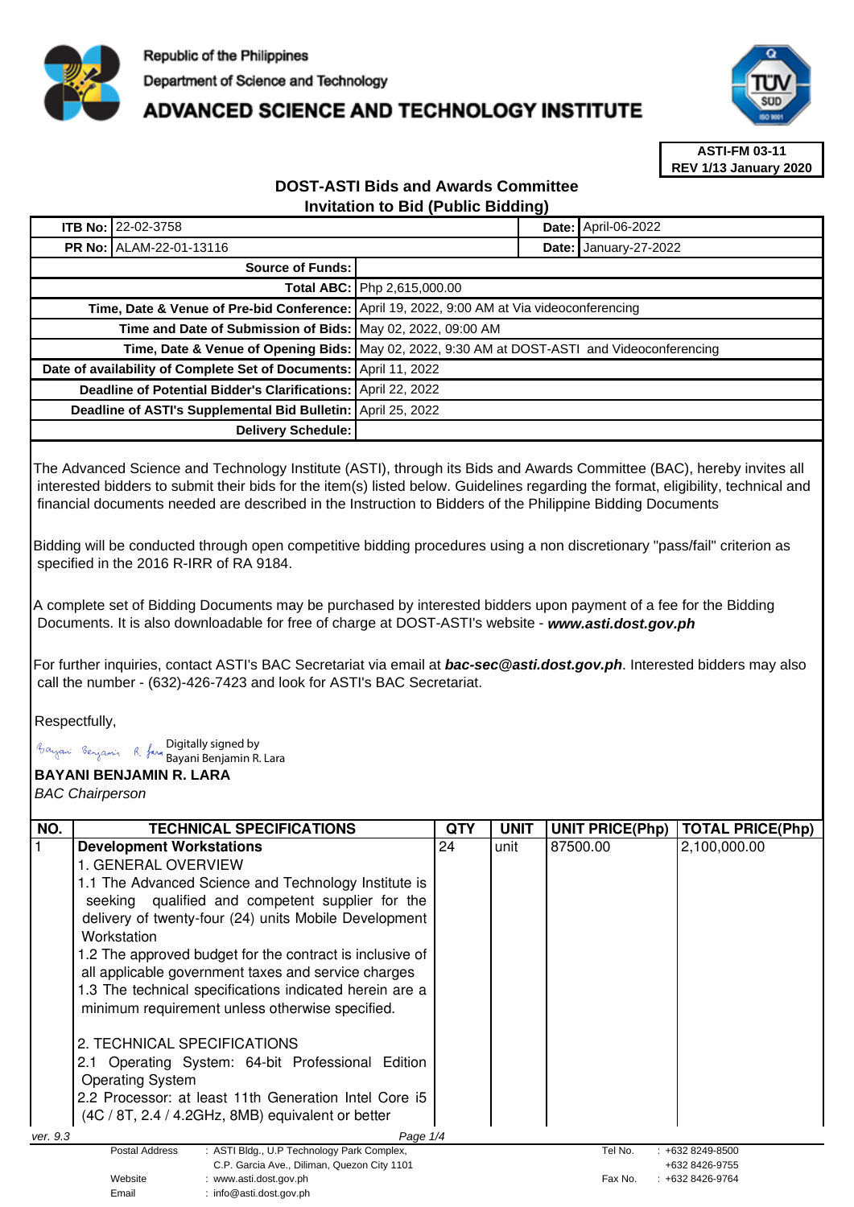Republic of the Philippines

Department of Science and Technology

# ADVANCED SCIENCE AND TECHNOLOGY INSTITUTE

**ASTI-FM 03-11**
**REV 1/13 January 2020**

## DOST-ASTI Bids and Awards Committee
## Invitation to Bid (Public Bidding)

| **ITB No:** | 22-02-3758 | **Date:** | April-06-2022 |
|---|---|---|---|
| **PR No:** | ALAM-22-01-13116 | **Date:** | January-27-2022 |

| | |
|---|---|
| **Source of Funds:** | |
| **Total ABC:** | Php 2,615,000.00 |
| **Time, Date & Venue of Pre-bid Conference:** | April 19, 2022, 9:00 AM at Via videoconferencing |
| **Time and Date of Submission of Bids:** | May 02, 2022, 09:00 AM |
| **Time, Date & Venue of Opening Bids:** | May 02, 2022, 9:30 AM at DOST-ASTI and Videoconferencing |
| **Date of availability of Complete Set of Documents:** | April 11, 2022 |
| **Deadline of Potential Bidder's Clarifications:** | April 22, 2022 |
| **Deadline of ASTI's Supplemental Bid Bulletin:** | April 25, 2022 |
| **Delivery Schedule:** | |

The Advanced Science and Technology Institute (ASTI), through its Bids and Awards Committee (BAC), hereby invites all interested bidders to submit their bids for the item(s) listed below. Guidelines regarding the format, eligibility, technical and financial documents needed are described in the Instruction to Bidders of the Philippine Bidding Documents

Bidding will be conducted through open competitive bidding procedures using a non discretionary "pass/fail" criterion as specified in the 2016 R-IRR of RA 9184.

A complete set of Bidding Documents may be purchased by interested bidders upon payment of a fee for the Bidding Documents. It is also downloadable for free of charge at DOST-ASTI's website - ***www.asti.dost.gov.ph***

For further inquiries, contact ASTI's BAC Secretariat via email at ***bac-sec@asti.dost.gov.ph***. Interested bidders may also call the number - (632)-426-7423 and look for ASTI's BAC Secretariat.

Respectfully,

Digitally signed by Bayani Benjamin R. Lara

**BAYANI BENJAMIN R. LARA**
*BAC Chairperson*

| NO. | TECHNICAL SPECIFICATIONS | QTY | UNIT | UNIT PRICE(Php) | TOTAL PRICE(Php) |
|---|---|---|---|---|---|
| 1 | **Development Workstations**<br>1. GENERAL OVERVIEW<br>1.1 The Advanced Science and Technology Institute is seeking qualified and competent supplier for the delivery of twenty-four (24) units Mobile Development Workstation<br>1.2 The approved budget for the contract is inclusive of all applicable government taxes and service charges<br>1.3 The technical specifications indicated herein are a minimum requirement unless otherwise specified.<br><br>2. TECHNICAL SPECIFICATIONS<br>2.1 Operating System: 64-bit Professional Edition Operating System<br>2.2 Processor: at least 11th Generation Intel Core i5 (4C / 8T, 2.4 / 4.2GHz, 8MB) equivalent or better | 24 | unit | 87500.00 | 2,100,000.00 |

ver. 9.3

Postal Address : ASTI Bldg., U.P Technology Park Complex, C.P. Garcia Ave., Diliman, Quezon City 1101
Website : www.asti.dost.gov.ph
Email : info@asti.dost.gov.ph
Tel No. : +632 8249-8500, +632 8426-9755
Fax No. : +632 8426-9764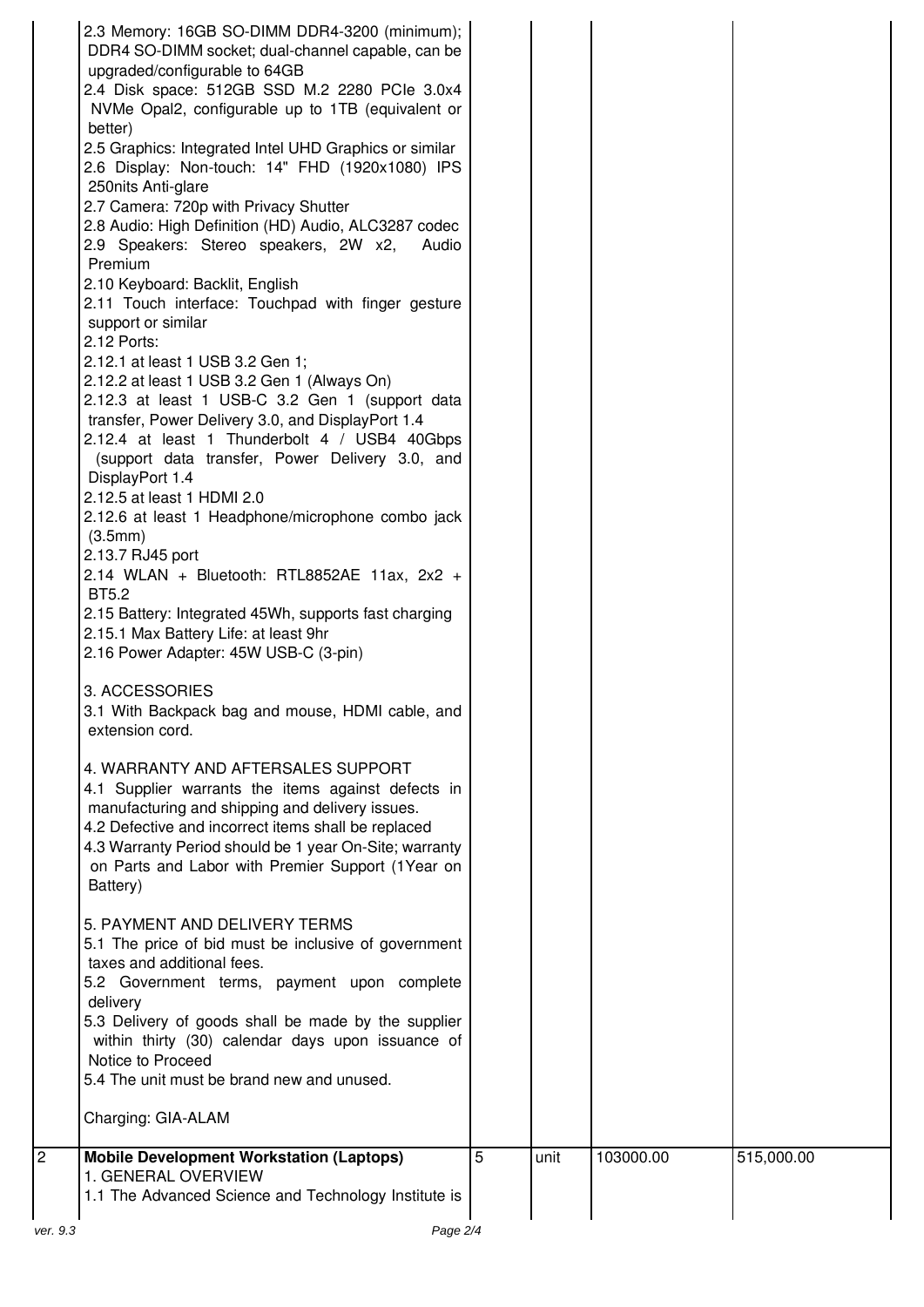| | | | | | |
|---|---|---|---|---|---|
| | 2.3 Memory: 16GB SO-DIMM DDR4-3200 (minimum); DDR4 SO-DIMM socket; dual-channel capable, can be upgraded/configurable to 64GB<br>2.4 Disk space: 512GB SSD M.2 2280 PCIe 3.0x4 NVMe Opal2, configurable up to 1TB (equivalent or better)<br>2.5 Graphics: Integrated Intel UHD Graphics or similar<br>2.6 Display: Non-touch: 14" FHD (1920x1080) IPS 250nits Anti-glare<br>2.7 Camera: 720p with Privacy Shutter<br>2.8 Audio: High Definition (HD) Audio, ALC3287 codec<br>2.9 Speakers: Stereo speakers, 2W x2, Audio Premium<br>2.10 Keyboard: Backlit, English<br>2.11 Touch interface: Touchpad with finger gesture support or similar<br>2.12 Ports:<br>2.12.1 at least 1 USB 3.2 Gen 1;<br>2.12.2 at least 1 USB 3.2 Gen 1 (Always On)<br>2.12.3 at least 1 USB-C 3.2 Gen 1 (support data transfer, Power Delivery 3.0, and DisplayPort 1.4<br>2.12.4 at least 1 Thunderbolt 4 / USB4 40Gbps (support data transfer, Power Delivery 3.0, and DisplayPort 1.4<br>2.12.5 at least 1 HDMI 2.0<br>2.12.6 at least 1 Headphone/microphone combo jack (3.5mm)<br>2.13.7 RJ45 port<br>2.14 WLAN + Bluetooth: RTL8852AE 11ax, 2x2 + BT5.2<br>2.15 Battery: Integrated 45Wh, supports fast charging<br>2.15.1 Max Battery Life: at least 9hr<br>2.16 Power Adapter: 45W USB-C (3-pin)<br><br>3. ACCESSORIES<br>3.1 With Backpack bag and mouse, HDMI cable, and extension cord.<br><br>4. WARRANTY AND AFTERSALES SUPPORT<br>4.1 Supplier warrants the items against defects in manufacturing and shipping and delivery issues.<br>4.2 Defective and incorrect items shall be replaced<br>4.3 Warranty Period should be 1 year On-Site; warranty on Parts and Labor with Premier Support (1Year on Battery)<br><br>5. PAYMENT AND DELIVERY TERMS<br>5.1 The price of bid must be inclusive of government taxes and additional fees.<br>5.2 Government terms, payment upon complete delivery<br>5.3 Delivery of goods shall be made by the supplier within thirty (30) calendar days upon issuance of Notice to Proceed<br>5.4 The unit must be brand new and unused.<br><br>Charging: GIA-ALAM | | | | |
| 2 | **Mobile Development Workstation (Laptops)**<br>1. GENERAL OVERVIEW<br>1.1 The Advanced Science and Technology Institute is | 5 | unit | 103000.00 | 515,000.00 |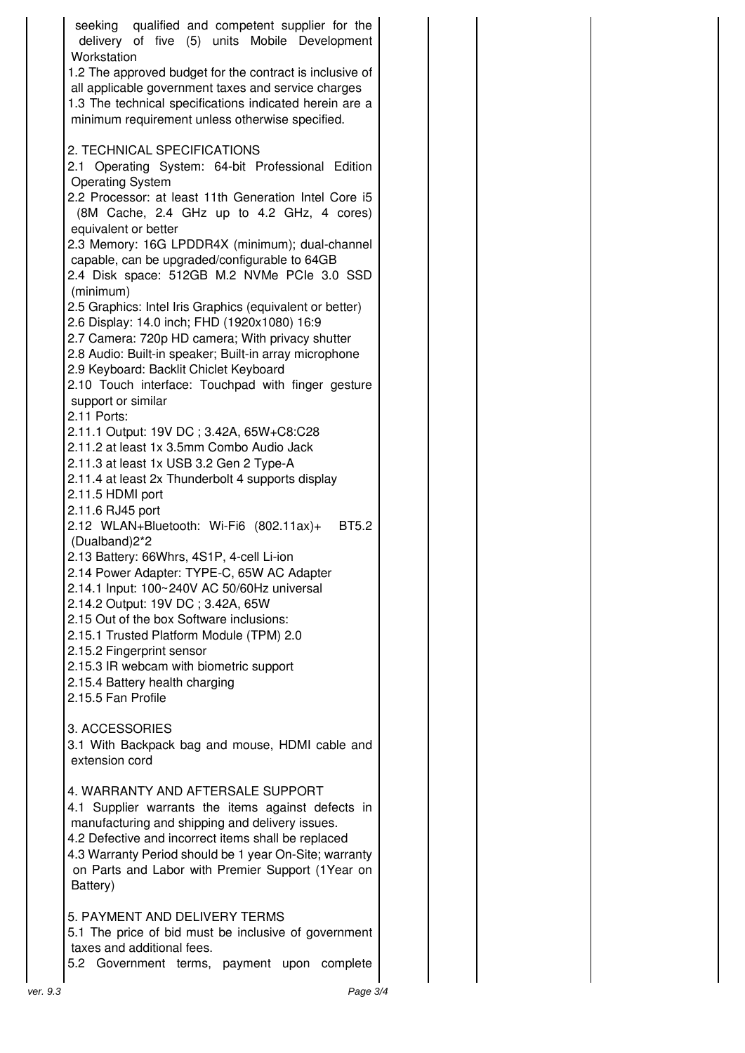seeking qualified and competent supplier for the delivery of five (5) units Mobile Development Workstation

1.2 The approved budget for the contract is inclusive of all applicable government taxes and service charges

1.3 The technical specifications indicated herein are a minimum requirement unless otherwise specified.

2. TECHNICAL SPECIFICATIONS

2.1 Operating System: 64-bit Professional Edition Operating System

2.2 Processor: at least 11th Generation Intel Core i5 (8M Cache, 2.4 GHz up to 4.2 GHz, 4 cores) equivalent or better

2.3 Memory: 16G LPDDR4X (minimum); dual-channel capable, can be upgraded/configurable to 64GB

2.4 Disk space: 512GB M.2 NVMe PCIe 3.0 SSD (minimum)

2.5 Graphics: Intel Iris Graphics (equivalent or better)

2.6 Display: 14.0 inch; FHD (1920x1080) 16:9

2.7 Camera: 720p HD camera; With privacy shutter

2.8 Audio: Built-in speaker; Built-in array microphone

2.9 Keyboard: Backlit Chiclet Keyboard

2.10 Touch interface: Touchpad with finger gesture support or similar

2.11 Ports:

2.11.1 Output: 19V DC ; 3.42A, 65W+C8:C28

2.11.2 at least 1x 3.5mm Combo Audio Jack

2.11.3 at least 1x USB 3.2 Gen 2 Type-A

2.11.4 at least 2x Thunderbolt 4 supports display

2.11.5 HDMI port

2.11.6 RJ45 port

2.12 WLAN+Bluetooth: Wi-Fi6 (802.11ax)+ BT5.2 (Dualband)2*2

2.13 Battery: 66Whrs, 4S1P, 4-cell Li-ion

2.14 Power Adapter: TYPE-C, 65W AC Adapter

2.14.1 Input: 100~240V AC 50/60Hz universal

2.14.2 Output: 19V DC ; 3.42A, 65W

2.15 Out of the box Software inclusions:

2.15.1 Trusted Platform Module (TPM) 2.0

2.15.2 Fingerprint sensor

2.15.3 IR webcam with biometric support

2.15.4 Battery health charging

2.15.5 Fan Profile

3. ACCESSORIES

3.1 With Backpack bag and mouse, HDMI cable and extension cord

4. WARRANTY AND AFTERSALE SUPPORT

4.1 Supplier warrants the items against defects in manufacturing and shipping and delivery issues.

4.2 Defective and incorrect items shall be replaced

4.3 Warranty Period should be 1 year On-Site; warranty on Parts and Labor with Premier Support (1Year on Battery)

5. PAYMENT AND DELIVERY TERMS

5.1 The price of bid must be inclusive of government taxes and additional fees.

5.2 Government terms, payment upon complete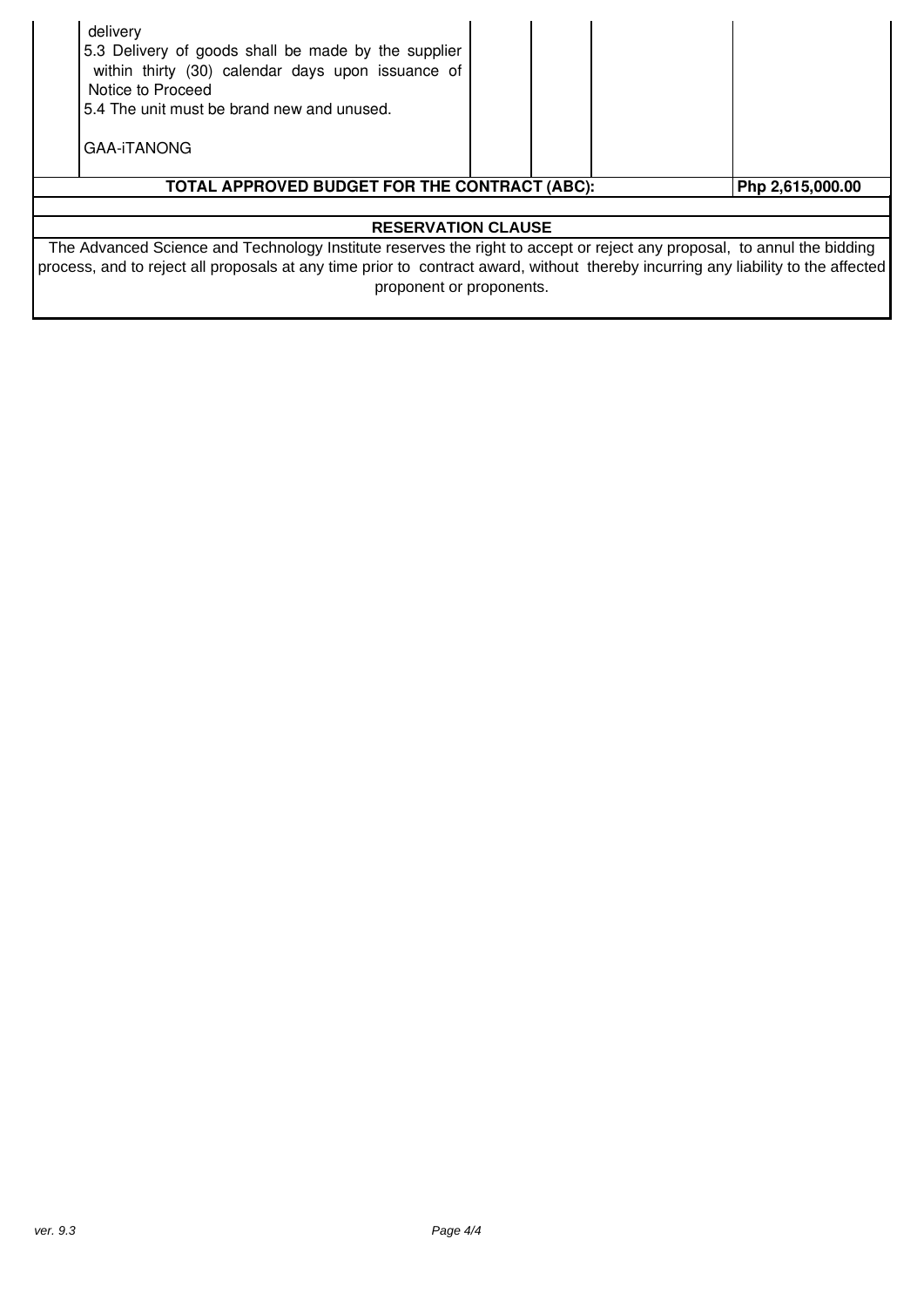| | | | | | |
|---|---|---|---|---|---|
| | delivery<br>5.3 Delivery of goods shall be made by the supplier within thirty (30) calendar days upon issuance of Notice to Proceed<br>5.4 The unit must be brand new and unused.<br><br>GAA-iTANONG | | | | |
| **TOTAL APPROVED BUDGET FOR THE CONTRACT (ABC):** | | | | | **Php 2,615,000.00** |

**RESERVATION CLAUSE**

The Advanced Science and Technology Institute reserves the right to accept or reject any proposal, to annul the bidding process, and to reject all proposals at any time prior to contract award, without thereby incurring any liability to the affected proponent or proponents.

*ver. 9.3*